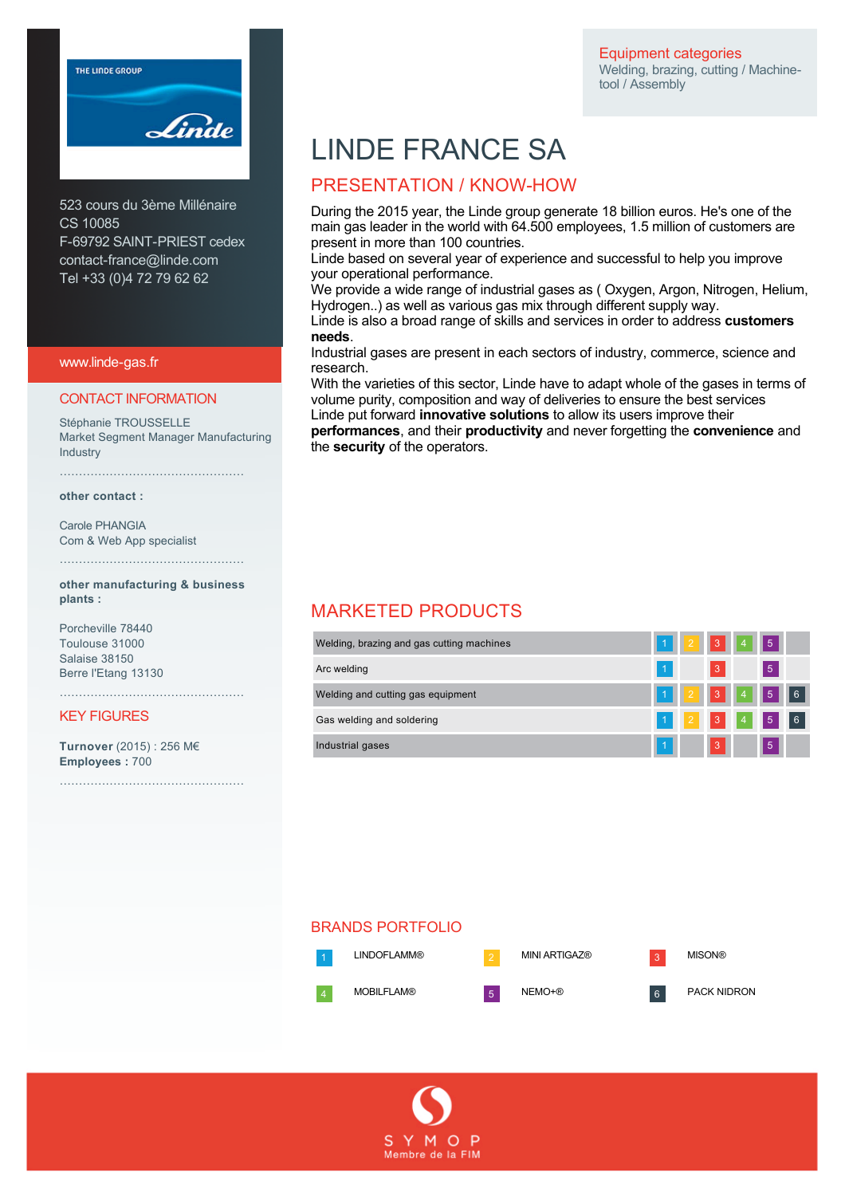Equipment categories
Welding, brazing, cutting / Machine-tool / Assembly

# LINDE FRANCE SA

523 cours du 3ème Millénaire
CS 10085
F-69792 SAINT-PRIEST cedex
contact-france@linde.com
Tel +33 (0)4 72 79 62 62

www.linde-gas.fr

## CONTACT INFORMATION

Stéphanie TROUSSELLE
Market Segment Manager Manufacturing Industry

**other contact :**

Carole PHANGIA
Com & Web App specialist

**other manufacturing & business plants :**

Porcheville 78440
Toulouse 31000
Salaise 38150
Berre l'Etang 13130

## KEY FIGURES

**Turnover** (2015) : 256 M€
**Employees :** 700

## PRESENTATION / KNOW-HOW

During the 2015 year, the Linde group generate 18 billion euros. He's one of the main gas leader in the world with 64.500 employees, 1.5 million of customers are present in more than 100 countries.
Linde based on several year of experience and successful to help you improve your operational performance.
We provide a wide range of industrial gases as ( Oxygen, Argon, Nitrogen, Helium, Hydrogen..) as well as various gas mix through different supply way.
Linde is also a broad range of skills and services in order to address **customers needs**.
Industrial gases are present in each sectors of industry, commerce, science and research.
With the varieties of this sector, Linde have to adapt whole of the gases in terms of volume purity, composition and way of deliveries to ensure the best services
Linde put forward **innovative solutions** to allow its users improve their **performances**, and their **productivity** and never forgetting the **convenience** and the **security** of the operators.

## MARKETED PRODUCTS

| Product | | | | | | |
|---|---|---|---|---|---|---|
| Welding, brazing and gas cutting machines | 1 | 2 | 3 | 4 | 5 | |
| Arc welding | 1 | | 3 | | 5 | |
| Welding and cutting gas equipment | 1 | 2 | 3 | 4 | 5 | 6 |
| Gas welding and soldering | 1 | 2 | 3 | 4 | 5 | 6 |
| Industrial gases | 1 | | 3 | | 5 | |

## BRANDS PORTFOLIO

1. LINDOFLAMM®
2. MINI ARTIGAZ®
3. MISON®
4. MOBILFLAM®
5. NEMO+®
6. PACK NIDRON

SYMOP
Membre de la FIM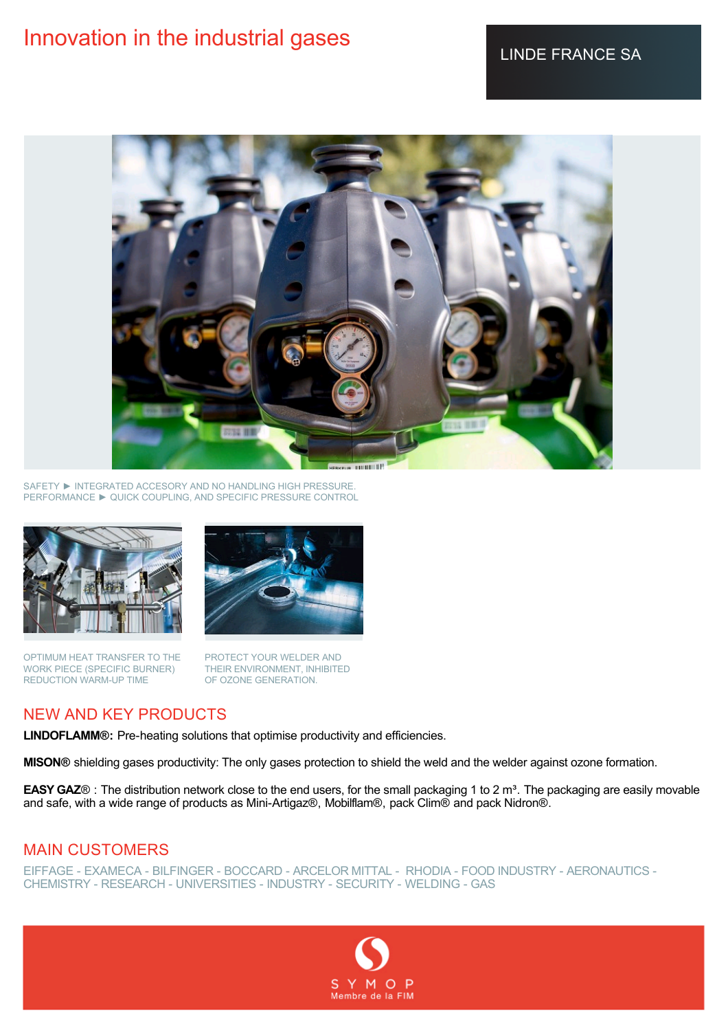# Innovation in the industrial gases

LINDE FRANCE SA

SAFETY ► INTEGRATED ACCESORY AND NO HANDLING HIGH PRESSURE.
PERFORMANCE ► QUICK COUPLING, AND SPECIFIC PRESSURE CONTROL

OPTIMUM HEAT TRANSFER TO THE WORK PIECE (SPECIFIC BURNER) REDUCTION WARM-UP TIME

PROTECT YOUR WELDER AND THEIR ENVIRONMENT, INHIBITED OF OZONE GENERATION.

## NEW AND KEY PRODUCTS

**LINDOFLAMM®:** Pre-heating solutions that optimise productivity and efficiencies.

**MISON®** shielding gases productivity: The only gases protection to shield the weld and the welder against ozone formation.

**EASY GAZ®** : The distribution network close to the end users, for the small packaging 1 to 2 m³. The packaging are easily movable and safe, with a wide range of products as Mini-Artigaz®, Mobilflam®, pack Clim® and pack Nidron®.

## MAIN CUSTOMERS

EIFFAGE - EXAMECA - BILFINGER - BOCCARD - ARCELOR MITTAL - RHODIA - FOOD INDUSTRY - AERONAUTICS - CHEMISTRY - RESEARCH - UNIVERSITIES - INDUSTRY - SECURITY - WELDING - GAS

SYMOP
Membre de la FIM